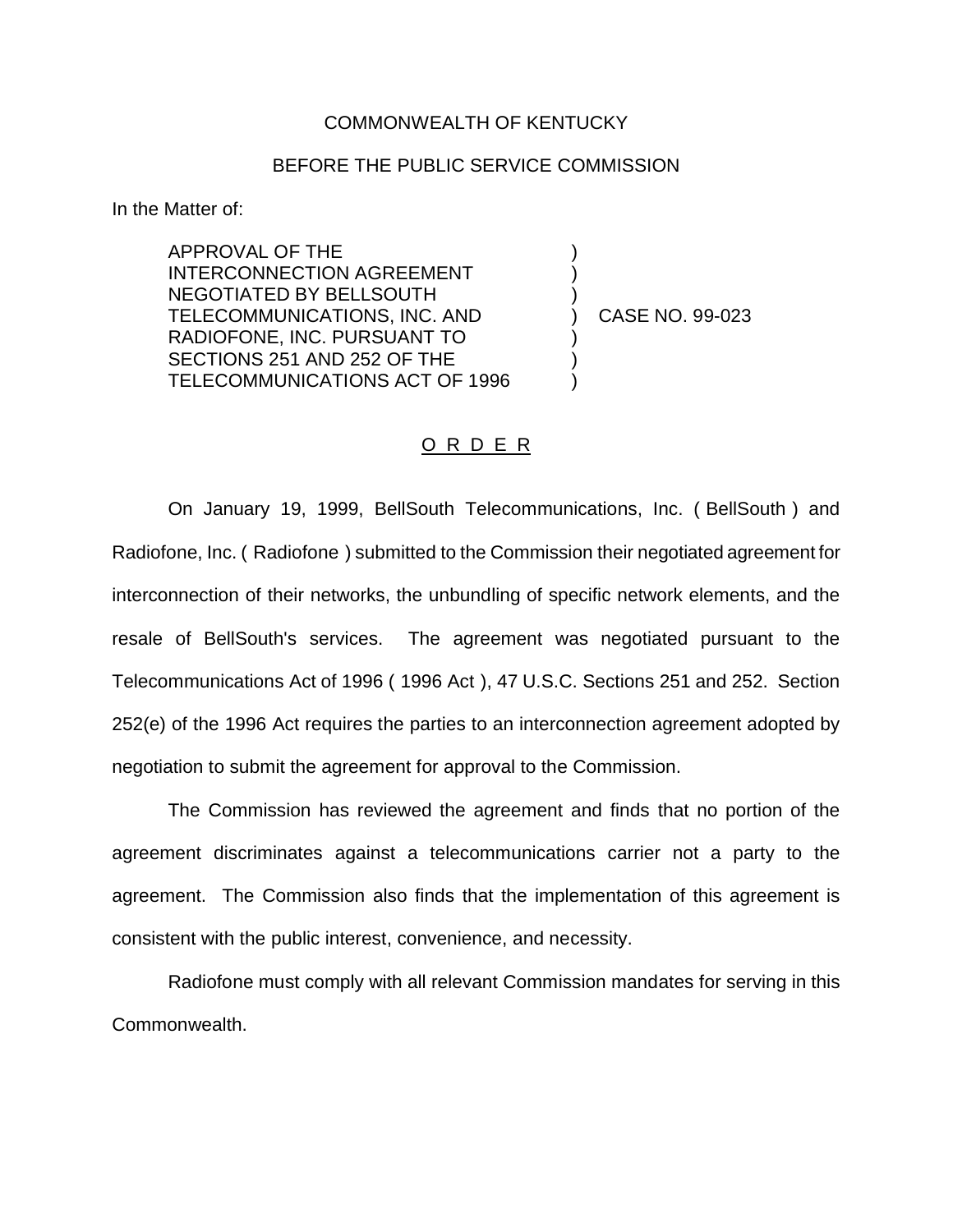COMMONWEALTH OF KENTUCKY

BEFORE THE PUBLIC SERVICE COMMISSION

In the Matter of:

| | | |
|---|---|---|
| APPROVAL OF THE INTERCONNECTION AGREEMENT NEGOTIATED BY BELLSOUTH TELECOMMUNICATIONS, INC. AND RADIOFONE, INC. PURSUANT TO SECTIONS 251 AND 252 OF THE TELECOMMUNICATIONS ACT OF 1996 | ) | CASE NO. 99-023 |

<u>O R D E R</u>

On January 19, 1999, BellSouth Telecommunications, Inc. ( BellSouth ) and Radiofone, Inc. ( Radiofone ) submitted to the Commission their negotiated agreement for interconnection of their networks, the unbundling of specific network elements, and the resale of BellSouth's services. The agreement was negotiated pursuant to the Telecommunications Act of 1996 ( 1996 Act ), 47 U.S.C. Sections 251 and 252. Section 252(e) of the 1996 Act requires the parties to an interconnection agreement adopted by negotiation to submit the agreement for approval to the Commission.

The Commission has reviewed the agreement and finds that no portion of the agreement discriminates against a telecommunications carrier not a party to the agreement. The Commission also finds that the implementation of this agreement is consistent with the public interest, convenience, and necessity.

Radiofone must comply with all relevant Commission mandates for serving in this Commonwealth.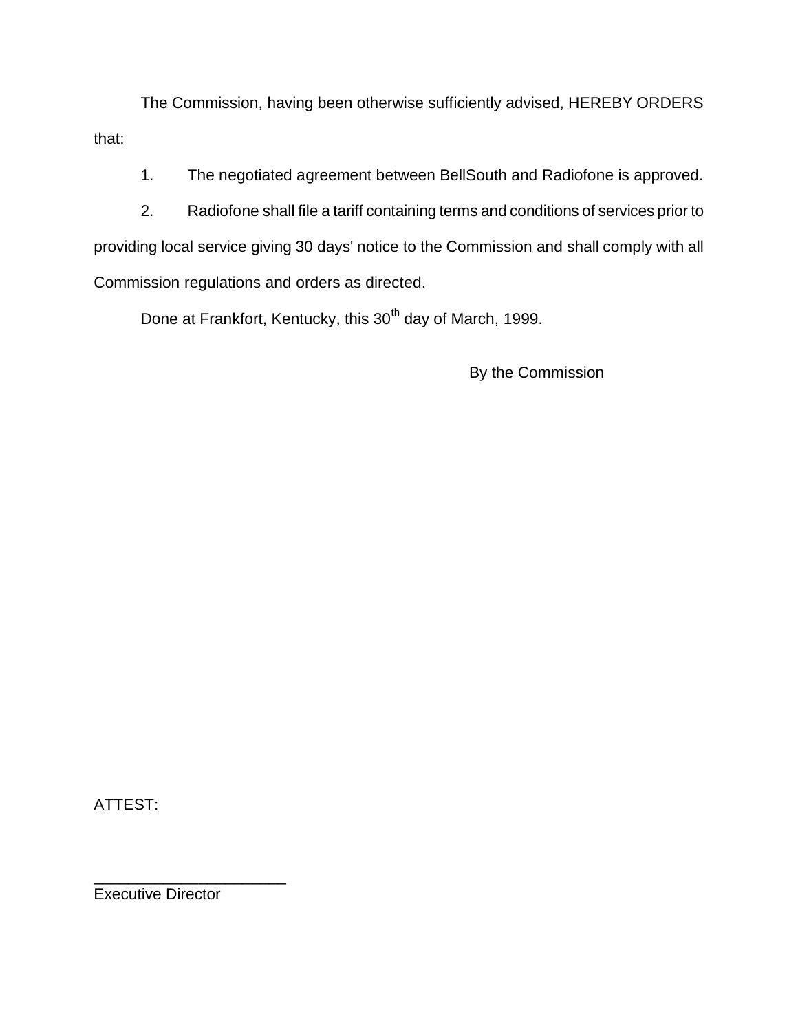The Commission, having been otherwise sufficiently advised, HEREBY ORDERS that:

1. The negotiated agreement between BellSouth and Radiofone is approved.

2. Radiofone shall file a tariff containing terms and conditions of services prior to providing local service giving 30 days' notice to the Commission and shall comply with all Commission regulations and orders as directed.

Done at Frankfort, Kentucky, this 30th day of March, 1999.

By the Commission

ATTEST:

______________________
Executive Director